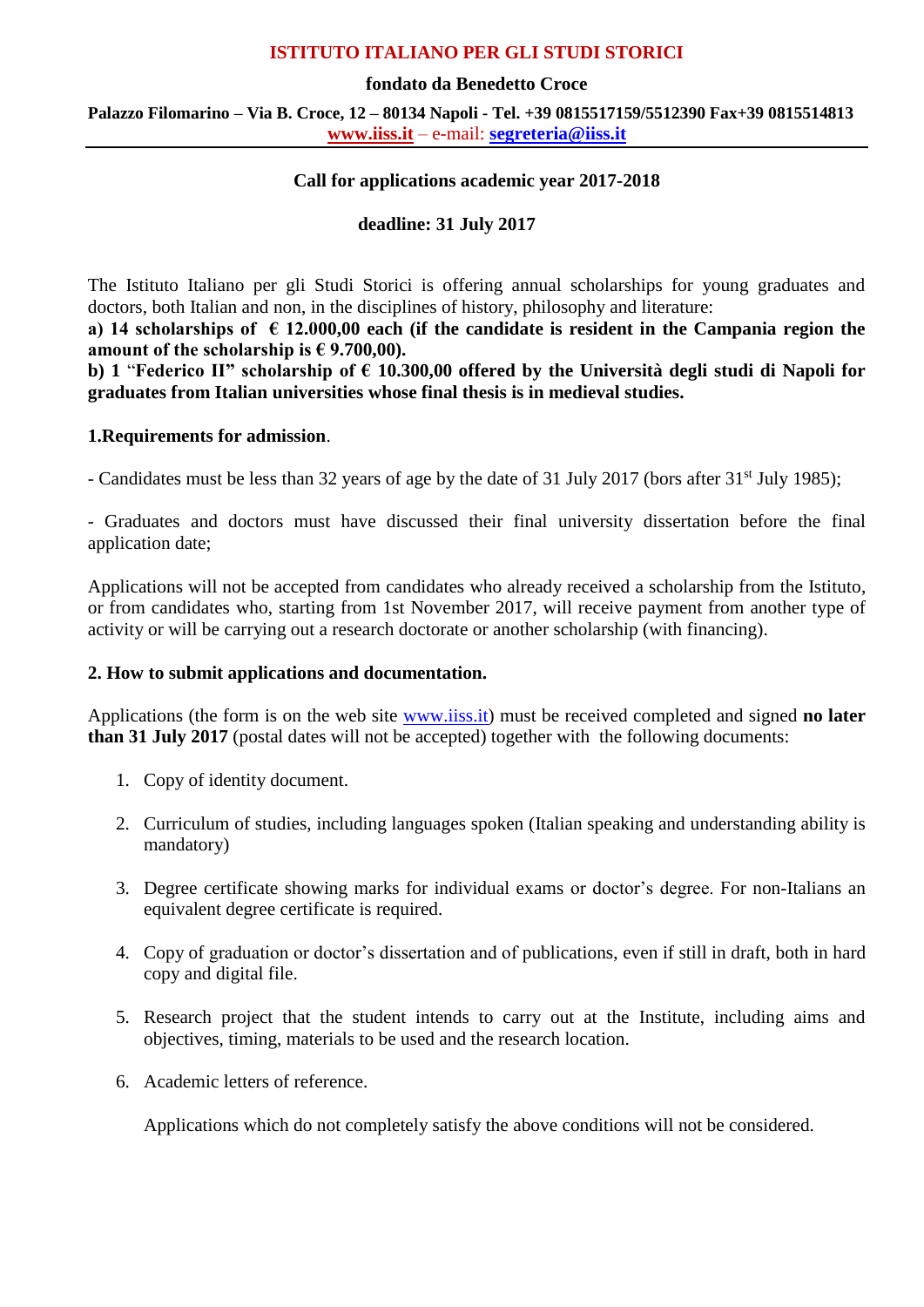# ISTITUTO ITALIANO PER GLI STUDI STORICI

**fondato da Benedetto Croce**

**Palazzo Filomarino – Via B. Croce, 12 – 80134 Napoli - Tel. +39 0815517159/5512390 Fax+39 0815514813**
**www.iiss.it** – e-mail: **segreteria@iiss.it**

---

**Call for applications academic year 2017-2018**

**deadline: 31 July 2017**

The Istituto Italiano per gli Studi Storici is offering annual scholarships for young graduates and doctors, both Italian and non, in the disciplines of history, philosophy and literature:

**a) 14 scholarships of € 12.000,00 each (if the candidate is resident in the Campania region the amount of the scholarship is € 9.700,00).**

**b) 1 "Federico II" scholarship of € 10.300,00 offered by the Università degli studi di Napoli for graduates from Italian universities whose final thesis is in medieval studies.**

## 1.Requirements for admission.

- Candidates must be less than 32 years of age by the date of 31 July 2017 (bors after 31st July 1985);

- Graduates and doctors must have discussed their final university dissertation before the final application date;

Applications will not be accepted from candidates who already received a scholarship from the Istituto, or from candidates who, starting from 1st November 2017, will receive payment from another type of activity or will be carrying out a research doctorate or another scholarship (with financing).

## 2. How to submit applications and documentation.

Applications (the form is on the web site www.iiss.it) must be received completed and signed **no later than 31 July 2017** (postal dates will not be accepted) together with the following documents:

1. Copy of identity document.

2. Curriculum of studies, including languages spoken (Italian speaking and understanding ability is mandatory)

3. Degree certificate showing marks for individual exams or doctor's degree. For non-Italians an equivalent degree certificate is required.

4. Copy of graduation or doctor's dissertation and of publications, even if still in draft, both in hard copy and digital file.

5. Research project that the student intends to carry out at the Institute, including aims and objectives, timing, materials to be used and the research location.

6. Academic letters of reference.

   Applications which do not completely satisfy the above conditions will not be considered.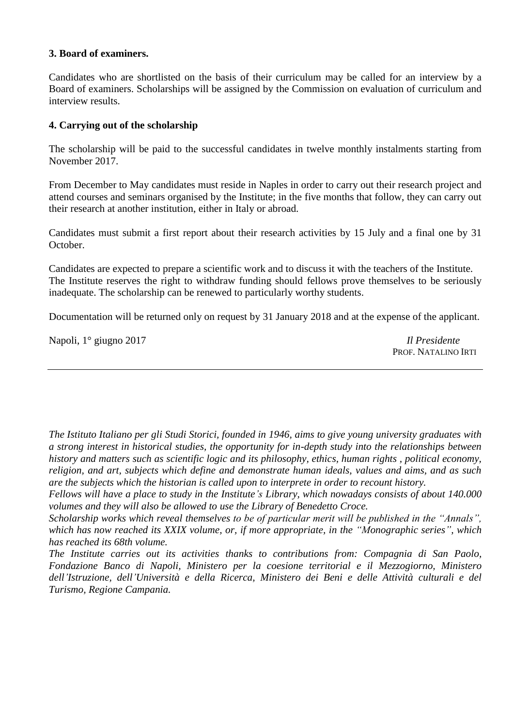**3. Board of examiners.**

Candidates who are shortlisted on the basis of their curriculum may be called for an interview by a Board of examiners. Scholarships will be assigned by the Commission on evaluation of curriculum and interview results.

**4. Carrying out of the scholarship**

The scholarship will be paid to the successful candidates in twelve monthly instalments starting from November 2017.

From December to May candidates must reside in Naples in order to carry out their research project and attend courses and seminars organised by the Institute; in the five months that follow, they can carry out their research at another institution, either in Italy or abroad.

Candidates must submit a first report about their research activities by 15 July and a final one by 31 October.

Candidates are expected to prepare a scientific work and to discuss it with the teachers of the Institute. The Institute reserves the right to withdraw funding should fellows prove themselves to be seriously inadequate. The scholarship can be renewed to particularly worthy students.

Documentation will be returned only on request by 31 January 2018 and at the expense of the applicant.

Napoli, 1° giugno 2017

*Il Presidente*
PROF. NATALINO IRTI

---

*The Istituto Italiano per gli Studi Storici, founded in 1946, aims to give young university graduates with a strong interest in historical studies, the opportunity for in-depth study into the relationships between history and matters such as scientific logic and its philosophy, ethics, human rights , political economy, religion, and art, subjects which define and demonstrate human ideals, values and aims, and as such are the subjects which the historian is called upon to interprete in order to recount history.*

*Fellows will have a place to study in the Institute's Library, which nowadays consists of about 140.000 volumes and they will also be allowed to use the Library of Benedetto Croce.*

*Scholarship works which reveal themselves to be of particular merit will be published in the "Annals", which has now reached its XXIX volume, or, if more appropriate, in the "Monographic series", which has reached its 68th volume.*

*The Institute carries out its activities thanks to contributions from: Compagnia di San Paolo, Fondazione Banco di Napoli, Ministero per la coesione territorial e il Mezzogiorno, Ministero dell'Istruzione, dell'Università e della Ricerca, Ministero dei Beni e delle Attività culturali e del Turismo, Regione Campania.*